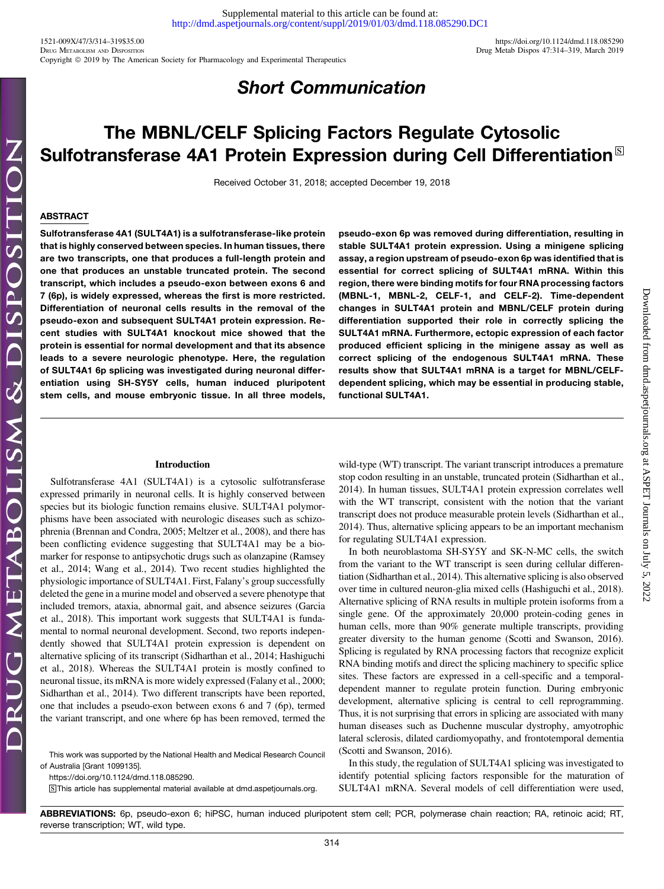Supplemental material to this article can be found at: http://dmd.aspetjournals.org/content/suppl/2019/01/03/dmd.118.085290.DC1

## Short Communication

# The MBNL/CELF Splicing Factors Regulate Cytosolic Sulfotransferase 4A1 Protein Expression during Cell Differentiation

Received October 31, 2018; accepted December 19, 2018

## ABSTRACT

**Sulfotransferase 4A1 (SULT4A1) is a sulfotransferase-like protein that is highly conserved between species. In human tissues, there are two transcripts, one that produces a full-length protein and one that produces an unstable truncated protein. The second transcript, which includes a pseudo-exon between exons 6 and 7 (6p), is widely expressed, whereas the first is more restricted. Differentiation of neuronal cells results in the removal of the pseudo-exon and subsequent SULT4A1 protein expression. Recent studies with SULT4A1 knockout mice showed that the protein is essential for normal development and that its absence leads to a severe neurologic phenotype. Here, the regulation of SULT4A1 6p splicing was investigated during neuronal differentiation using SH-SY5Y cells, human induced pluripotent stem cells, and mouse embryonic tissue. In all three models, pseudo-exon 6p was removed during differentiation, resulting in stable SULT4A1 protein expression. Using a minigene splicing assay, a region upstream of pseudo-exon 6p was identified that is essential for correct splicing of SULT4A1 mRNA. Within this region, there were binding motifs for four RNA processing factors (MBNL-1, MBNL-2, CELF-1, and CELF-2). Time-dependent changes in SULT4A1 protein and MBNL/CELF protein during differentiation supported their role in correctly splicing the SULT4A1 mRNA. Furthermore, ectopic expression of each factor produced efficient splicing in the minigene assay as well as correct splicing of the endogenous SULT4A1 mRNA. These results show that SULT4A1 mRNA is a target for MBNL/CELF-dependent splicing, which may be essential in producing stable, functional SULT4A1.**

## Introduction

Sulfotransferase 4A1 (SULT4A1) is a cytosolic sulfotransferase expressed primarily in neuronal cells. It is highly conserved between species but its biologic function remains elusive. SULT4A1 polymorphisms have been associated with neurologic diseases such as schizophrenia (Brennan and Condra, 2005; Meltzer et al., 2008), and there has been conflicting evidence suggesting that SULT4A1 may be a biomarker for response to antipsychotic drugs such as olanzapine (Ramsey et al., 2014; Wang et al., 2014). Two recent studies highlighted the physiologic importance of SULT4A1. First, Falany's group successfully deleted the gene in a murine model and observed a severe phenotype that included tremors, ataxia, abnormal gait, and absence seizures (Garcia et al., 2018). This important work suggests that SULT4A1 is fundamental to normal neuronal development. Second, two reports independently showed that SULT4A1 protein expression is dependent on alternative splicing of its transcript (Sidharthan et al., 2014; Hashiguchi et al., 2018). Whereas the SULT4A1 protein is mostly confined to neuronal tissue, its mRNA is more widely expressed (Falany et al., 2000; Sidharthan et al., 2014). Two different transcripts have been reported, one that includes a pseudo-exon between exons 6 and 7 (6p), termed the variant transcript, and one where 6p has been removed, termed the wild-type (WT) transcript. The variant transcript introduces a premature stop codon resulting in an unstable, truncated protein (Sidharthan et al., 2014). In human tissues, SULT4A1 protein expression correlates well with the WT transcript, consistent with the notion that the variant transcript does not produce measurable protein levels (Sidharthan et al., 2014). Thus, alternative splicing appears to be an important mechanism for regulating SULT4A1 expression.

In both neuroblastoma SH-SY5Y and SK-N-MC cells, the switch from the variant to the WT transcript is seen during cellular differentiation (Sidharthan et al., 2014). This alternative splicing is also observed over time in cultured neuron-glia mixed cells (Hashiguchi et al., 2018). Alternative splicing of RNA results in multiple protein isoforms from a single gene. Of the approximately 20,000 protein-coding genes in human cells, more than 90% generate multiple transcripts, providing greater diversity to the human genome (Scotti and Swanson, 2016). Splicing is regulated by RNA processing factors that recognize explicit RNA binding motifs and direct the splicing machinery to specific splice sites. These factors are expressed in a cell-specific and a temporal-dependent manner to regulate protein function. During embryonic development, alternative splicing is central to cell reprogramming. Thus, it is not surprising that errors in splicing are associated with many human diseases such as Duchenne muscular dystrophy, amyotrophic lateral sclerosis, dilated cardiomyopathy, and frontotemporal dementia (Scotti and Swanson, 2016).

In this study, the regulation of SULT4A1 splicing was investigated to identify potential splicing factors responsible for the maturation of SULT4A1 mRNA. Several models of cell differentiation were used,

This work was supported by the National Health and Medical Research Council of Australia [Grant 1099135].

https://doi.org/10.1124/dmd.118.085290.

S This article has supplemental material available at dmd.aspetjournals.org.

**ABBREVIATIONS:** 6p, pseudo-exon 6; hiPSC, human induced pluripotent stem cell; PCR, polymerase chain reaction; RA, retinoic acid; RT, reverse transcription; WT, wild type.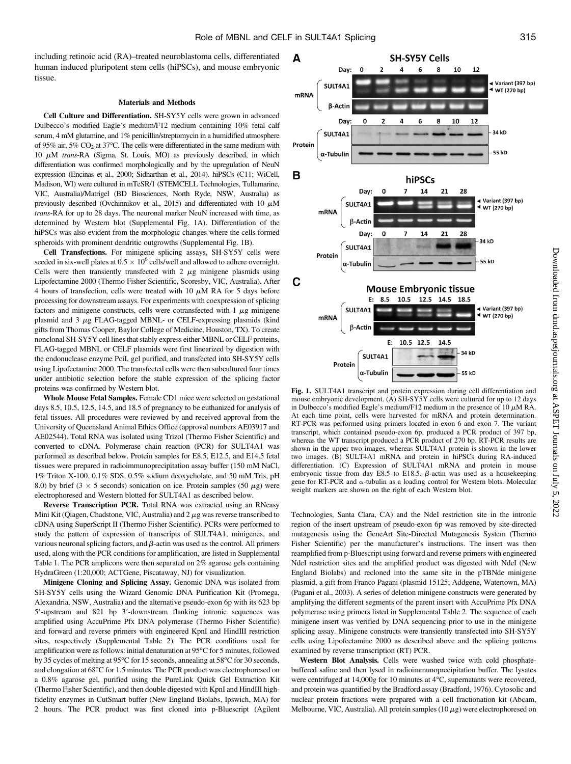including retinoic acid (RA)–treated neuroblastoma cells, differentiated human induced pluripotent stem cells (hiPSCs), and mouse embryonic tissue.

## Materials and Methods

**Cell Culture and Differentiation.** SH-SY5Y cells were grown in advanced Dulbecco's modified Eagle's medium/F12 medium containing 10% fetal calf serum, 4 mM glutamine, and 1% penicillin/streptomycin in a humidified atmosphere of 95% air, 5% $CO_2$ at 37°C. The cells were differentiated in the same medium with 10 $\mu$M *trans*-RA (Sigma, St. Louis, MO) as previously described, in which differentiation was confirmed morphologically and by the upregulation of NeuN expression (Encinas et al., 2000; Sidharthan et al., 2014). hiPSCs (C11; WiCell, Madison, WI) were cultured in mTeSR/1 (STEMCELL Technologies, Tullamarine, VIC, Australia)/Matrigel (BD Biosciences, North Ryde, NSW, Australia) as previously described (Ovchinnikov et al., 2015) and differentiated with 10 $\mu$M *trans*-RA for up to 28 days. The neuronal marker NeuN increased with time, as determined by Western blot (Supplemental Fig. 1A). Differentiation of the hiPSCs was also evident from the morphologic changes where the cells formed spheroids with prominent dendritic outgrowths (Supplemental Fig. 1B).

**Cell Transfections.** For minigene splicing assays, SH-SY5Y cells were seeded in six-well plates at $0.5 \times 10^6$ cells/well and allowed to adhere overnight. Cells were then transiently transfected with 2 $\mu$g minigene plasmids using Lipofectamine 2000 (Thermo Fisher Scientific, Scoresby, VIC, Australia). After 4 hours of transfection, cells were treated with 10 $\mu$M RA for 5 days before processing for downstream assays. For experiments with coexpression of splicing factors and minigene constructs, cells were cotransfected with 1 $\mu$g minigene plasmid and 3 $\mu$g FLAG-tagged MBNL- or CELF-expressing plasmids (kind gifts from Thomas Cooper, Baylor College of Medicine, Houston, TX). To create nonclonal SH-SY5Y cell lines that stably express either MBNL or CELF proteins, FLAG-tagged MBNL or CELF plasmids were first linearized by digestion with the endonuclease enzyme PciI, gel purified, and transfected into SH-SY5Y cells using Lipofectamine 2000. The transfected cells were then subcultured four times under antibiotic selection before the stable expression of the splicing factor proteins was confirmed by Western blot.

**Whole Mouse Fetal Samples.** Female CD1 mice were selected on gestational days 8.5, 10.5, 12.5, 14.5, and 18.5 of pregnancy to be euthanized for analysis of fetal tissues. All procedures were reviewed by and received approval from the University of Queensland Animal Ethics Office (approval numbers AE03917 and AE02544). Total RNA was isolated using Trizol (Thermo Fisher Scientific) and converted to cDNA. Polymerase chain reaction (PCR) for SULT4A1 was performed as described below. Protein samples for E8.5, E12.5, and E14.5 fetal tissues were prepared in radioimmunoprecipitation assay buffer (150 mM NaCl, 1% Triton X-100, 0.1% SDS, 0.5% sodium deoxycholate, and 50 mM Tris, pH 8.0) by brief (3 × 5 seconds) sonication on ice. Protein samples (50 $\mu$g) were electrophoresed and Western blotted for SULT4A1 as described below.

**Reverse Transcription PCR.** Total RNA was extracted using an RNeasy Mini Kit (Qiagen, Chadstone, VIC, Australia) and 2 $\mu$g was reverse transcribed to cDNA using SuperScript II (Thermo Fisher Scientific). PCRs were performed to study the pattern of expression of transcripts of SULT4A1, minigenes, and various neuronal splicing factors, and $\beta$-actin was used as the control. All primers used, along with the PCR conditions for amplification, are listed in Supplemental Table 1. The PCR amplicons were then separated on 2% agarose gels containing HydraGreen (1:20,000; ACTGene, Piscataway, NJ) for visualization.

**Minigene Cloning and Splicing Assay.** Genomic DNA was isolated from SH-SY5Y cells using the Wizard Genomic DNA Purification Kit (Promega, Alexandria, NSW, Australia) and the alternative pseudo-exon 6p with its 623 bp 5′-upstream and 821 bp 3′-downstream flanking intronic sequences was amplified using AccuPrime Pfx DNA polymerase (Thermo Fisher Scientific) and forward and reverse primers with engineered KpnI and HindIII restriction sites, respectively (Supplemental Table 2). The PCR conditions used for amplification were as follows: initial denaturation at 95°C for 5 minutes, followed by 35 cycles of melting at 95°C for 15 seconds, annealing at 58°C for 30 seconds, and elongation at 68°C for 1.5 minutes. The PCR product was electrophoresed on a 0.8% agarose gel, purified using the PureLink Quick Gel Extraction Kit (Thermo Fisher Scientific), and then double digested with KpnI and HindIII high-fidelity enzymes in CutSmart buffer (New England Biolabs, Ipswich, MA) for 2 hours. The PCR product was first cloned into p-Bluescript (Agilent Technologies, Santa Clara, CA) and the NdeI restriction site in the intronic region of the insert upstream of pseudo-exon 6p was removed by site-directed mutagenesis using the GeneArt Site-Directed Mutagenesis System (Thermo Fisher Scientific) per the manufacturer's instructions. The insert was then reamplified from p-Bluescript using forward and reverse primers with engineered NdeI restriction sites and the amplified product was digested with NdeI (New England Biolabs) and recloned into the same site in the pTBNde minigene plasmid, a gift from Franco Pagani (plasmid 15125; Addgene, Watertown, MA) (Pagani et al., 2003). A series of deletion minigene constructs were generated by amplifying the different segments of the parent insert with AccuPrime Pfx DNA polymerase using primers listed in Supplemental Table 2. The sequence of each minigene insert was verified by DNA sequencing prior to use in the minigene splicing assay. Minigene constructs were transiently transfected into SH-SY5Y cells using Lipofectamine 2000 as described above and the splicing patterns examined by reverse transcription (RT) PCR.

**Western Blot Analysis.** Cells were washed twice with cold phosphate-buffered saline and then lysed in radioimmunoprecipitation buffer. The lysates were centrifuged at 14,000*g* for 10 minutes at 4°C, supernatants were recovered, and protein was quantified by the Bradford assay (Bradford, 1976). Cytosolic and nuclear protein fractions were prepared with a cell fractionation kit (Abcam, Melbourne, VIC, Australia). All protein samples (10 $\mu$g) were electrophoresed on

A
SH-SY5Y Cells
Day: 0 2 4 6 8 10 12
mRNA
SULT4A1
β-Actin
Variant (397 bp)
WT (270 bp)
Day: 0 2 4 6 8 10 12
Protein
SULT4A1
α-Tubulin
34 kD
55 kD

B
hiPSCs
Day: 0 7 14 21 28
mRNA
SULT4A1
β-Actin
Variant (397 bp)
WT (270 bp)
Day: 0 7 14 21 28
Protein
SULT4A1
α-Tubulin
34 kD
55 kD

C
Mouse Embryonic tissue
E: 8.5 10.5 12.5 14.5 18.5
mRNA
SULT4A1
β-Actin
Variant (397 bp)
WT (270 bp)
E: 10.5 12.5 14.5
Protein
SULT4A1
α-Tubulin
34 kD
55 kD

**Fig. 1.** SULT4A1 transcript and protein expression during cell differentiation and mouse embryonic development. (A) SH-SY5Y cells were cultured for up to 12 days in Dulbecco's modified Eagle's medium/F12 medium in the presence of 10 $\mu$M RA. At each time point, cells were harvested for mRNA and protein determination. RT-PCR was performed using primers located in exon 6 and exon 7. The variant transcript, which contained pseudo-exon 6p, produced a PCR product of 397 bp, whereas the WT transcript produced a PCR product of 270 bp. RT-PCR results are shown in the upper two images, whereas SULT4A1 protein is shown in the lower two images. (B) SULT4A1 mRNA and protein in hiPSCs during RA-induced differentiation. (C) Expression of SULT4A1 mRNA and protein in mouse embryonic tissue from day E8.5 to E18.5. $\beta$-actin was used as a housekeeping gene for RT-PCR and $\alpha$-tubulin as a loading control for Western blots. Molecular weight markers are shown on the right of each Western blot.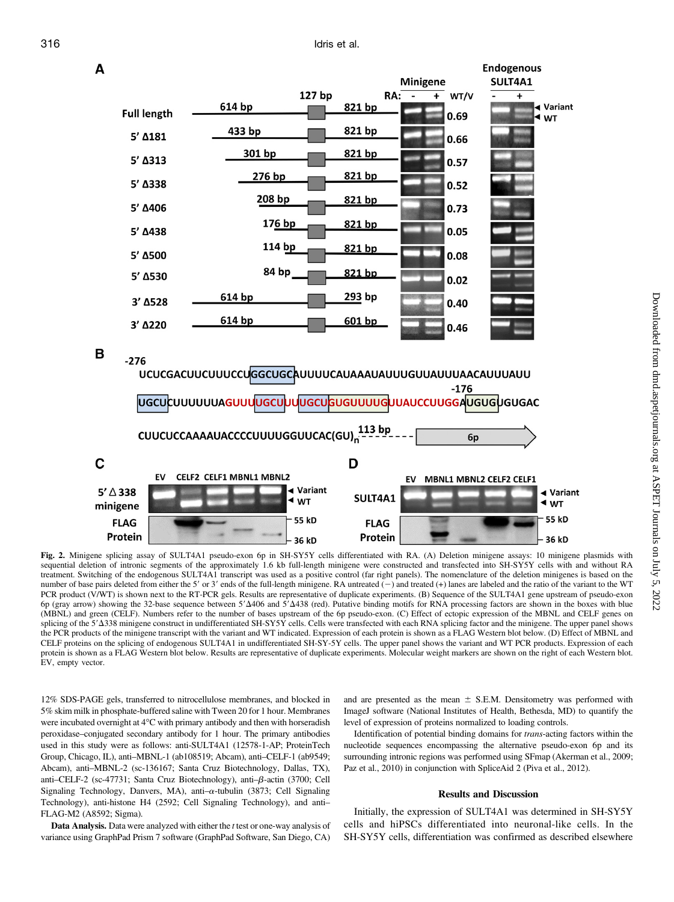A

Minigene

Endogenous SULT4A1

RA: - + WT/V - +

Full length 614 bp 127 bp 821 bp 0.69

5′ Δ181 433 bp 821 bp 0.66

5′ Δ313 301 bp 821 bp 0.57

5′ Δ338 276 bp 821 bp 0.52

5′ Δ406 208 bp 821 bp 0.73

5′ Δ438 176 bp 821 bp 0.05

5′ Δ500 114 bp 821 bp 0.08

5′ Δ530 84 bp 821 bp 0.02

3′ Δ528 614 bp 293 bp 0.40

3′ Δ220 614 bp 601 bp 0.46

Variant

WT

B

-276

UCUCGACUUCUUUCCUGGCUGCAUUUUCAUAAAUAUUUGUUAUUUAACAUUUAUU

-176

UGCUCUUUUUUAGUUUUGCUUUUGCUGUGUUUUGUUAUCCUUGGAUGUGUGUGAC

CUUCUCCAAAAUACCCCUUUUGGUUCAC(GU)n 113 bp 6p

C

EV CELF2 CELF1 MBNL1 MBNL2

5′Δ338 minigene

Variant

WT

FLAG Protein

55 kD

36 kD

D

EV MBNL1 MBNL2 CELF2 CELF1

SULT4A1

Variant

WT

FLAG Protein

55 kD

36 kD

**Fig. 2.** Minigene splicing assay of SULT4A1 pseudo-exon 6p in SH-SY5Y cells differentiated with RA. (A) Deletion minigene assays: 10 minigene plasmids with sequential deletion of intronic segments of the approximately 1.6 kb full-length minigene were constructed and transfected into SH-SY5Y cells with and without RA treatment. Switching of the endogenous SULT4A1 transcript was used as a positive control (far right panels). The nomenclature of the deletion minigenes is based on the number of base pairs deleted from either the 5′ or 3′ ends of the full-length minigene. RA untreated (−) and treated (+) lanes are labeled and the ratio of the variant to the WT PCR product (V/WT) is shown next to the RT-PCR gels. Results are representative of duplicate experiments. (B) Sequence of the SULT4A1 gene upstream of pseudo-exon 6p (gray arrow) showing the 32-base sequence between 5′Δ406 and 5′Δ438 (red). Putative binding motifs for RNA processing factors are shown in the boxes with blue (MBNL) and green (CELF). Numbers refer to the number of bases upstream of the 6p pseudo-exon. (C) Effect of ectopic expression of the MBNL and CELF genes on splicing of the 5′Δ338 minigene construct in undifferentiated SH-SY5Y cells. Cells were transfected with each RNA splicing factor and the minigene. The upper panel shows the PCR products of the minigene transcript with the variant and WT indicated. Expression of each protein is shown as a FLAG Western blot below. (D) Effect of MBNL and CELF proteins on the splicing of endogenous SULT4A1 in undifferentiated SH-SY-5Y cells. The upper panel shows the variant and WT PCR products. Expression of each protein is shown as a FLAG Western blot below. Results are representative of duplicate experiments. Molecular weight markers are shown on the right of each Western blot. EV, empty vector.

12% SDS-PAGE gels, transferred to nitrocellulose membranes, and blocked in 5% skim milk in phosphate-buffered saline with Tween 20 for 1 hour. Membranes were incubated overnight at 4°C with primary antibody and then with horseradish peroxidase–conjugated secondary antibody for 1 hour. The primary antibodies used in this study were as follows: anti-SULT4A1 (12578-1-AP; ProteinTech Group, Chicago, IL), anti–MBNL-1 (ab108519; Abcam), anti–CELF-1 (ab9549; Abcam), anti–MBNL-2 (sc-136167; Santa Cruz Biotechnology, Dallas, TX), anti–CELF-2 (sc-47731; Santa Cruz Biotechnology), anti–β-actin (3700; Cell Signaling Technology, Danvers, MA), anti–α-tubulin (3873; Cell Signaling Technology), anti-histone H4 (2592; Cell Signaling Technology), and anti–FLAG-M2 (A8592; Sigma).

**Data Analysis.** Data were analyzed with either the *t* test or one-way analysis of variance using GraphPad Prism 7 software (GraphPad Software, San Diego, CA) and are presented as the mean ± S.E.M. Densitometry was performed with ImageJ software (National Institutes of Health, Bethesda, MD) to quantify the level of expression of proteins normalized to loading controls.

Identification of potential binding domains for *trans*-acting factors within the nucleotide sequences encompassing the alternative pseudo-exon 6p and its surrounding intronic regions was performed using SFmap (Akerman et al., 2009; Paz et al., 2010) in conjunction with SpliceAid 2 (Piva et al., 2012).

## Results and Discussion

Initially, the expression of SULT4A1 was determined in SH-SY5Y cells and hiPSCs differentiated into neuronal-like cells. In the SH-SY5Y cells, differentiation was confirmed as described elsewhere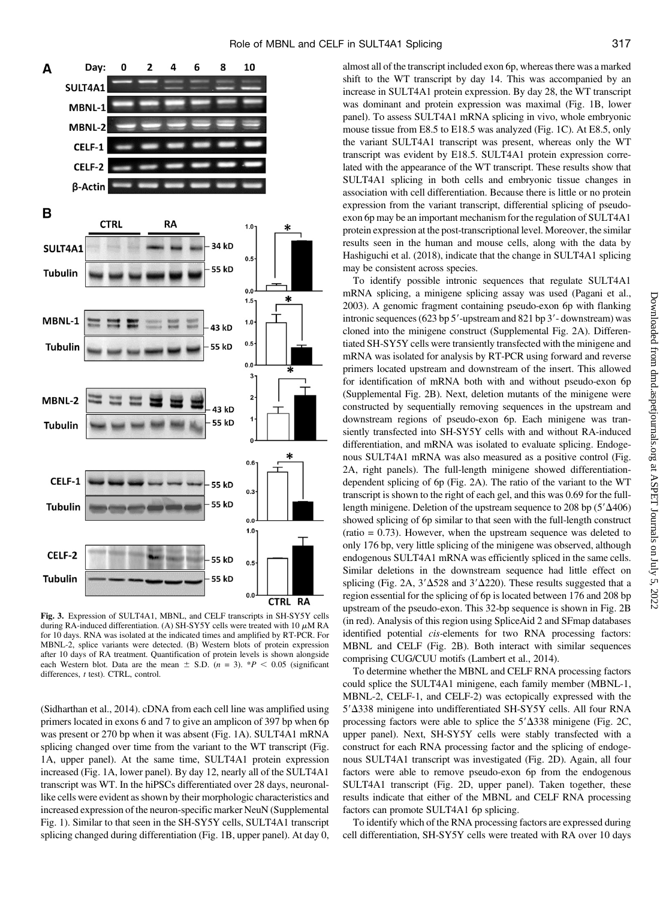A

Day: 0 2 4 6 8 10

SULT4A1

MBNL-1

MBNL-2

CELF-1

CELF-2

β-Actin

B

CTRL RA

SULT4A1 34 kD

Tubulin 55 kD

MBNL-1 43 kD

Tubulin 55 kD

MBNL-2 43 kD

Tubulin 55 kD

CELF-1 55 kD

Tubulin 55 kD

CELF-2 55 kD

Tubulin 55 kD

CTRL RA

**Fig. 3.** Expression of SULT4A1, MBNL, and CELF transcripts in SH-SY5Y cells during RA-induced differentiation. (A) SH-SY5Y cells were treated with 10 $\mu$M RA for 10 days. RNA was isolated at the indicated times and amplified by RT-PCR. For MBNL-2, splice variants were detected. (B) Western blots of protein expression after 10 days of RA treatment. Quantification of protein levels is shown alongside each Western blot. Data are the mean ± S.D. ($n$ = 3). \*$P$ < 0.05 (significant differences, $t$ test). CTRL, control.

(Sidharthan et al., 2014). cDNA from each cell line was amplified using primers located in exons 6 and 7 to give an amplicon of 397 bp when 6p was present or 270 bp when it was absent (Fig. 1A). SULT4A1 mRNA splicing changed over time from the variant to the WT transcript (Fig. 1A, upper panel). At the same time, SULT4A1 protein expression increased (Fig. 1A, lower panel). By day 12, nearly all of the SULT4A1 transcript was WT. In the hiPSCs differentiated over 28 days, neuronal-like cells were evident as shown by their morphologic characteristics and increased expression of the neuron-specific marker NeuN (Supplemental Fig. 1). Similar to that seen in the SH-SY5Y cells, SULT4A1 transcript splicing changed during differentiation (Fig. 1B, upper panel). At day 0, almost all of the transcript included exon 6p, whereas there was a marked shift to the WT transcript by day 14. This was accompanied by an increase in SULT4A1 protein expression. By day 28, the WT transcript was dominant and protein expression was maximal (Fig. 1B, lower panel). To assess SULT4A1 mRNA splicing in vivo, whole embryonic mouse tissue from E8.5 to E18.5 was analyzed (Fig. 1C). At E8.5, only the variant SULT4A1 transcript was present, whereas only the WT transcript was evident by E18.5. SULT4A1 protein expression correlated with the appearance of the WT transcript. These results show that SULT4A1 splicing in both cells and embryonic tissue changes in association with cell differentiation. Because there is little or no protein expression from the variant transcript, differential splicing of pseudo-exon 6p may be an important mechanism for the regulation of SULT4A1 protein expression at the post-transcriptional level. Moreover, the similar results seen in the human and mouse cells, along with the data by Hashiguchi et al. (2018), indicate that the change in SULT4A1 splicing may be consistent across species.

To identify possible intronic sequences that regulate SULT4A1 mRNA splicing, a minigene splicing assay was used (Pagani et al., 2003). A genomic fragment containing pseudo-exon 6p with flanking intronic sequences (623 bp 5′-upstream and 821 bp 3′- downstream) was cloned into the minigene construct (Supplemental Fig. 2A). Differentiated SH-SY5Y cells were transiently transfected with the minigene and mRNA was isolated for analysis by RT-PCR using forward and reverse primers located upstream and downstream of the insert. This allowed for identification of mRNA both with and without pseudo-exon 6p (Supplemental Fig. 2B). Next, deletion mutants of the minigene were constructed by sequentially removing sequences in the upstream and downstream regions of pseudo-exon 6p. Each minigene was transiently transfected into SH-SY5Y cells with and without RA-induced differentiation, and mRNA was isolated to evaluate splicing. Endogenous SULT4A1 mRNA was also measured as a positive control (Fig. 2A, right panels). The full-length minigene showed differentiation-dependent splicing of 6p (Fig. 2A). The ratio of the variant to the WT transcript is shown to the right of each gel, and this was 0.69 for the full-length minigene. Deletion of the upstream sequence to 208 bp (5′Δ406) showed splicing of 6p similar to that seen with the full-length construct (ratio = 0.73). However, when the upstream sequence was deleted to only 176 bp, very little splicing of the minigene was observed, although endogenous SULT4A1 mRNA was efficiently spliced in the same cells. Similar deletions in the downstream sequence had little effect on splicing (Fig. 2A, 3′Δ528 and 3′Δ220). These results suggested that a region essential for the splicing of 6p is located between 176 and 208 bp upstream of the pseudo-exon. This 32-bp sequence is shown in Fig. 2B (in red). Analysis of this region using SpliceAid 2 and SFmap databases identified potential *cis*-elements for two RNA processing factors: MBNL and CELF (Fig. 2B). Both interact with similar sequences comprising CUG/CUU motifs (Lambert et al., 2014).

To determine whether the MBNL and CELF RNA processing factors could splice the SULT4A1 minigene, each family member (MBNL-1, MBNL-2, CELF-1, and CELF-2) was ectopically expressed with the 5′Δ338 minigene into undifferentiated SH-SY5Y cells. All four RNA processing factors were able to splice the 5′Δ338 minigene (Fig. 2C, upper panel). Next, SH-SY5Y cells were stably transfected with a construct for each RNA processing factor and the splicing of endogenous SULT4A1 transcript was investigated (Fig. 2D). Again, all four factors were able to remove pseudo-exon 6p from the endogenous SULT4A1 transcript (Fig. 2D, upper panel). Taken together, these results indicate that either of the MBNL and CELF RNA processing factors can promote SULT4A1 6p splicing.

To identify which of the RNA processing factors are expressed during cell differentiation, SH-SY5Y cells were treated with RA over 10 days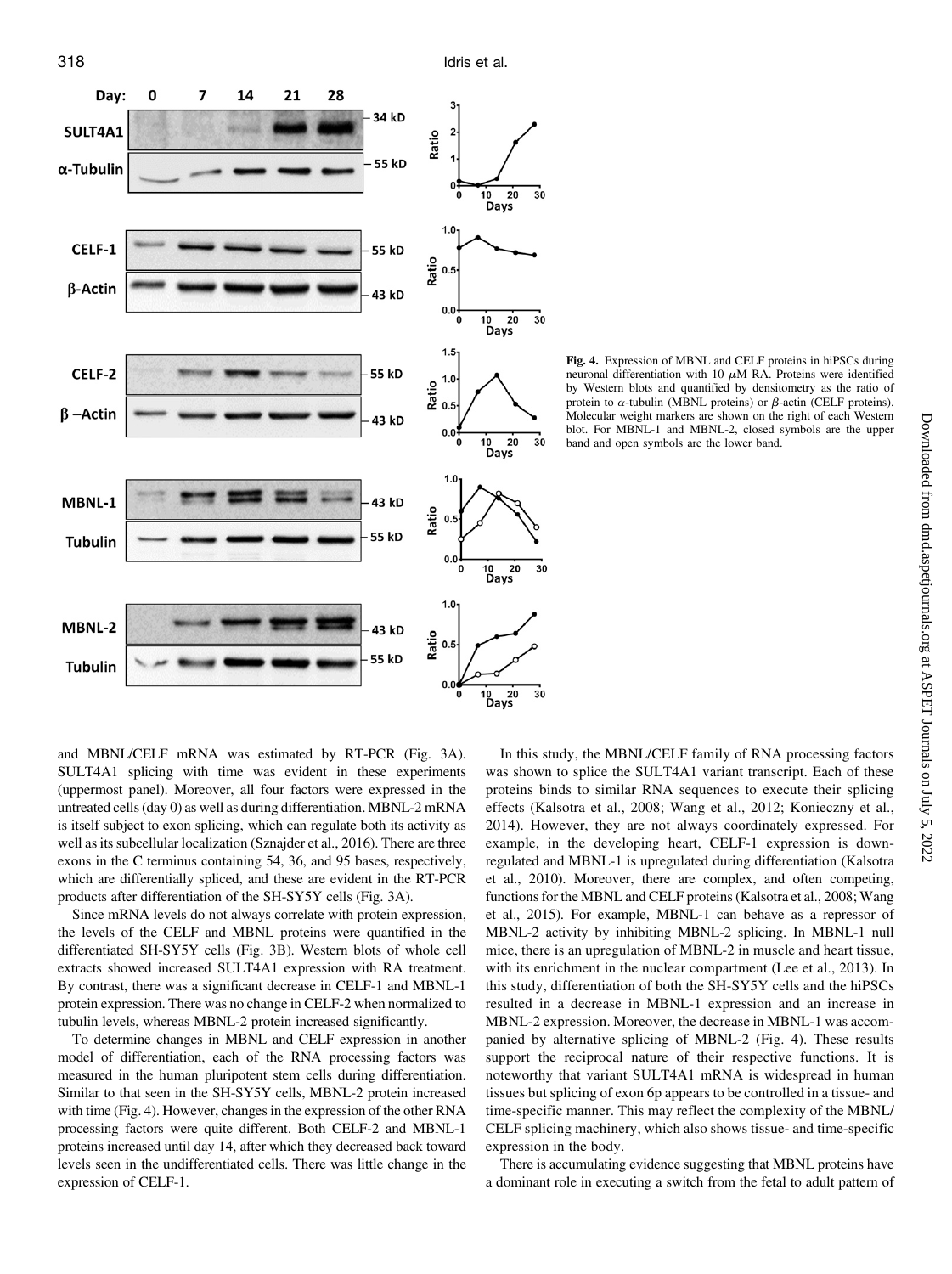Day: 0 7 14 21 28

SULT4A1 — 34 kD

α-Tubulin — 55 kD

Ratio 0 1 2 3

Days 0 10 20 30

CELF-1 — 55 kD

β-Actin — 43 kD

Ratio 0.0 0.5 1.0

Days 0 10 20 30

CELF-2 — 55 kD

β –Actin — 43 kD

Ratio 0.0 0.5 1.0 1.5

Days 0 10 20 30

MBNL-1 — 43 kD

Tubulin — 55 kD

Ratio 0.0 0.5 1.0

Days 0 10 20 30

MBNL-2 — 43 kD

Tubulin — 55 kD

Ratio 0.0 0.5 1.0

Days 0 10 20 30

**Fig. 4.** Expression of MBNL and CELF proteins in hiPSCs during neuronal differentiation with 10 $\mu$M RA. Proteins were identified by Western blots and quantified by densitometry as the ratio of protein to $\alpha$-tubulin (MBNL proteins) or $\beta$-actin (CELF proteins). Molecular weight markers are shown on the right of each Western blot. For MBNL-1 and MBNL-2, closed symbols are the upper band and open symbols are the lower band.

and MBNL/CELF mRNA was estimated by RT-PCR (Fig. 3A). SULT4A1 splicing with time was evident in these experiments (uppermost panel). Moreover, all four factors were expressed in the untreated cells (day 0) as well as during differentiation. MBNL-2 mRNA is itself subject to exon splicing, which can regulate both its activity as well as its subcellular localization (Sznajder et al., 2016). There are three exons in the C terminus containing 54, 36, and 95 bases, respectively, which are differentially spliced, and these are evident in the RT-PCR products after differentiation of the SH-SY5Y cells (Fig. 3A).

Since mRNA levels do not always correlate with protein expression, the levels of the CELF and MBNL proteins were quantified in the differentiated SH-SY5Y cells (Fig. 3B). Western blots of whole cell extracts showed increased SULT4A1 expression with RA treatment. By contrast, there was a significant decrease in CELF-1 and MBNL-1 protein expression. There was no change in CELF-2 when normalized to tubulin levels, whereas MBNL-2 protein increased significantly.

To determine changes in MBNL and CELF expression in another model of differentiation, each of the RNA processing factors was measured in the human pluripotent stem cells during differentiation. Similar to that seen in the SH-SY5Y cells, MBNL-2 protein increased with time (Fig. 4). However, changes in the expression of the other RNA processing factors were quite different. Both CELF-2 and MBNL-1 proteins increased until day 14, after which they decreased back toward levels seen in the undifferentiated cells. There was little change in the expression of CELF-1.

In this study, the MBNL/CELF family of RNA processing factors was shown to splice the SULT4A1 variant transcript. Each of these proteins binds to similar RNA sequences to execute their splicing effects (Kalsotra et al., 2008; Wang et al., 2012; Konieczny et al., 2014). However, they are not always coordinately expressed. For example, in the developing heart, CELF-1 expression is downregulated and MBNL-1 is upregulated during differentiation (Kalsotra et al., 2010). Moreover, there are complex, and often competing, functions for the MBNL and CELF proteins (Kalsotra et al., 2008; Wang et al., 2015). For example, MBNL-1 can behave as a repressor of MBNL-2 activity by inhibiting MBNL-2 splicing. In MBNL-1 null mice, there is an upregulation of MBNL-2 in muscle and heart tissue, with its enrichment in the nuclear compartment (Lee et al., 2013). In this study, differentiation of both the SH-SY5Y cells and the hiPSCs resulted in a decrease in MBNL-1 expression and an increase in MBNL-2 expression. Moreover, the decrease in MBNL-1 was accompanied by alternative splicing of MBNL-2 (Fig. 4). These results support the reciprocal nature of their respective functions. It is noteworthy that variant SULT4A1 mRNA is widespread in human tissues but splicing of exon 6p appears to be controlled in a tissue- and time-specific manner. This may reflect the complexity of the MBNL/CELF splicing machinery, which also shows tissue- and time-specific expression in the body.

There is accumulating evidence suggesting that MBNL proteins have a dominant role in executing a switch from the fetal to adult pattern of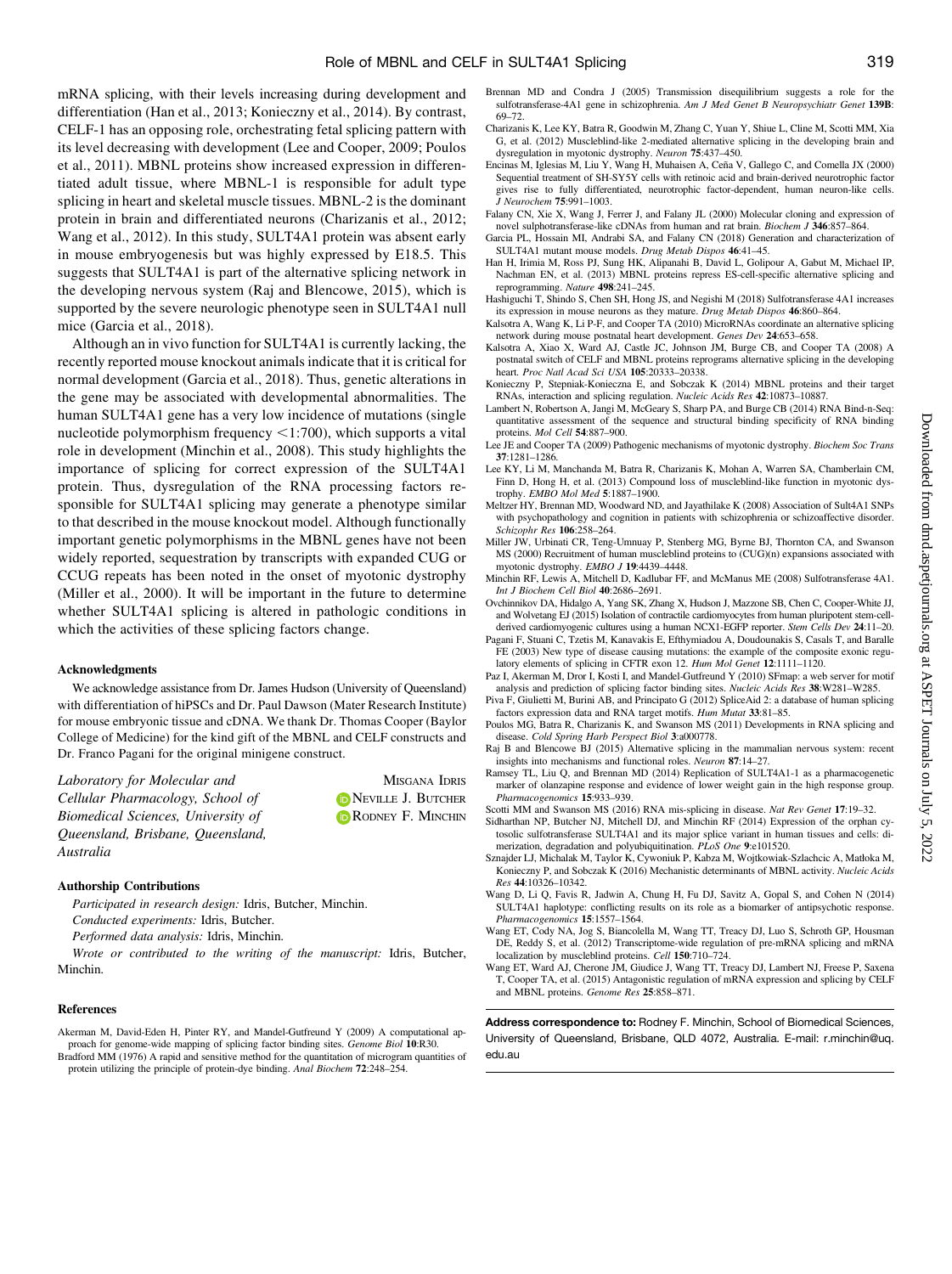mRNA splicing, with their levels increasing during development and differentiation (Han et al., 2013; Konieczny et al., 2014). By contrast, CELF-1 has an opposing role, orchestrating fetal splicing pattern with its level decreasing with development (Lee and Cooper, 2009; Poulos et al., 2011). MBNL proteins show increased expression in differentiated adult tissue, where MBNL-1 is responsible for adult type splicing in heart and skeletal muscle tissues. MBNL-2 is the dominant protein in brain and differentiated neurons (Charizanis et al., 2012; Wang et al., 2012). In this study, SULT4A1 protein was absent early in mouse embryogenesis but was highly expressed by E18.5. This suggests that SULT4A1 is part of the alternative splicing network in the developing nervous system (Raj and Blencowe, 2015), which is supported by the severe neurologic phenotype seen in SULT4A1 null mice (Garcia et al., 2018).

Although an in vivo function for SULT4A1 is currently lacking, the recently reported mouse knockout animals indicate that it is critical for normal development (Garcia et al., 2018). Thus, genetic alterations in the gene may be associated with developmental abnormalities. The human SULT4A1 gene has a very low incidence of mutations (single nucleotide polymorphism frequency <1:700), which supports a vital role in development (Minchin et al., 2008). This study highlights the importance of splicing for correct expression of the SULT4A1 protein. Thus, dysregulation of the RNA processing factors responsible for SULT4A1 splicing may generate a phenotype similar to that described in the mouse knockout model. Although functionally important genetic polymorphisms in the MBNL genes have not been widely reported, sequestration by transcripts with expanded CUG or CCUG repeats has been noted in the onset of myotonic dystrophy (Miller et al., 2000). It will be important in the future to determine whether SULT4A1 splicing is altered in pathologic conditions in which the activities of these splicing factors change.

#### Acknowledgments

We acknowledge assistance from Dr. James Hudson (University of Queensland) with differentiation of hiPSCs and Dr. Paul Dawson (Mater Research Institute) for mouse embryonic tissue and cDNA. We thank Dr. Thomas Cooper (Baylor College of Medicine) for the kind gift of the MBNL and CELF constructs and Dr. Franco Pagani for the original minigene construct.

*Laboratory for Molecular and Cellular Pharmacology, School of Biomedical Sciences, University of Queensland, Brisbane, Queensland, Australia*

Misgana Idris
Neville J. Butcher
Rodney F. Minchin

#### Authorship Contributions

*Participated in research design:* Idris, Butcher, Minchin.

*Conducted experiments:* Idris, Butcher.

*Performed data analysis:* Idris, Minchin.

*Wrote or contributed to the writing of the manuscript:* Idris, Butcher, Minchin.

#### References

Akerman M, David-Eden H, Pinter RY, and Mandel-Gutfreund Y (2009) A computational approach for genome-wide mapping of splicing factor binding sites. *Genome Biol* **10**:R30.

Bradford MM (1976) A rapid and sensitive method for the quantitation of microgram quantities of protein utilizing the principle of protein-dye binding. *Anal Biochem* **72**:248–254.

Brennan MD and Condra J (2005) Transmission disequilibrium suggests a role for the sulfotransferase-4A1 gene in schizophrenia. *Am J Med Genet B Neuropsychiatr Genet* **139B**: 69–72.

Charizanis K, Lee KY, Batra R, Goodwin M, Zhang C, Yuan Y, Shiue L, Cline M, Scotti MM, Xia G, et al. (2012) Muscleblind-like 2-mediated alternative splicing in the developing brain and dysregulation in myotonic dystrophy. *Neuron* **75**:437–450.

Encinas M, Iglesias M, Liu Y, Wang H, Muhaisen A, Ceña V, Gallego C, and Comella JX (2000) Sequential treatment of SH-SY5Y cells with retinoic acid and brain-derived neurotrophic factor gives rise to fully differentiated, neurotrophic factor-dependent, human neuron-like cells. *J Neurochem* **75**:991–1003.

Falany CN, Xie X, Wang J, Ferrer J, and Falany JL (2000) Molecular cloning and expression of novel sulphotransferase-like cDNAs from human and rat brain. *Biochem J* **346**:857–864.

Garcia PL, Hossain MI, Andrabi SA, and Falany CN (2018) Generation and characterization of SULT4A1 mutant mouse models. *Drug Metab Dispos* **46**:41–45.

Han H, Irimia M, Ross PJ, Sung HK, Alipanahi B, David L, Golipour A, Gabut M, Michael IP, Nachman EN, et al. (2013) MBNL proteins repress ES-cell-specific alternative splicing and reprogramming. *Nature* **498**:241–245.

Hashiguchi T, Shindo S, Chen SH, Hong JS, and Negishi M (2018) Sulfotransferase 4A1 increases its expression in mouse neurons as they mature. *Drug Metab Dispos* **46**:860–864.

Kalsotra A, Wang K, Li P-F, and Cooper TA (2010) MicroRNAs coordinate an alternative splicing network during mouse postnatal heart development. *Genes Dev* **24**:653–658.

Kalsotra A, Xiao X, Ward AJ, Castle JC, Johnson JM, Burge CB, and Cooper TA (2008) A postnatal switch of CELF and MBNL proteins reprograms alternative splicing in the developing heart. *Proc Natl Acad Sci USA* **105**:20333–20338.

Konieczny P, Stepniak-Konieczna E, and Sobczak K (2014) MBNL proteins and their target RNAs, interaction and splicing regulation. *Nucleic Acids Res* **42**:10873–10887.

Lambert N, Robertson A, Jangi M, McGeary S, Sharp PA, and Burge CB (2014) RNA Bind-n-Seq: quantitative assessment of the sequence and structural binding specificity of RNA binding proteins. *Mol Cell* **54**:887–900.

Lee JE and Cooper TA (2009) Pathogenic mechanisms of myotonic dystrophy. *Biochem Soc Trans* **37**:1281–1286.

Lee KY, Li M, Manchanda M, Batra R, Charizanis K, Mohan A, Warren SA, Chamberlain CM, Finn D, Hong H, et al. (2013) Compound loss of muscleblind-like function in myotonic dystrophy. *EMBO Mol Med* **5**:1887–1900.

Meltzer HY, Brennan MD, Woodward ND, and Jayathilake K (2008) Association of Sult4A1 SNPs with psychopathology and cognition in patients with schizophrenia or schizoaffective disorder. *Schizophr Res* **106**:258–264.

Miller JW, Urbinati CR, Teng-Umnuay P, Stenberg MG, Byrne BJ, Thornton CA, and Swanson MS (2000) Recruitment of human muscleblind proteins to (CUG)(n) expansions associated with myotonic dystrophy. *EMBO J* **19**:4439–4448.

Minchin RF, Lewis A, Mitchell D, Kadlubar FF, and McManus ME (2008) Sulfotransferase 4A1. *Int J Biochem Cell Biol* **40**:2686–2691.

Ovchinnikov DA, Hidalgo A, Yang SK, Zhang X, Hudson J, Mazzone SB, Chen C, Cooper-White JJ, and Wolvetang EJ (2015) Isolation of contractile cardiomyocytes from human pluripotent stem-cell-derived cardiomyogenic cultures using a human NCX1-EGFP reporter. *Stem Cells Dev* **24**:11–20.

Pagani F, Stuani C, Tzetis M, Kanavakis E, Efthymiadou A, Doudounakis S, Casals T, and Baralle FE (2003) New type of disease causing mutations: the example of the composite exonic regulatory elements of splicing in CFTR exon 12. *Hum Mol Genet* **12**:1111–1120.

Paz I, Akerman M, Dror I, Kosti I, and Mandel-Gutfreund Y (2010) SFmap: a web server for motif analysis and prediction of splicing factor binding sites. *Nucleic Acids Res* **38**:W281–W285.

Piva F, Giulietti M, Burini AB, and Principato G (2012) SpliceAid 2: a database of human splicing factors expression data and RNA target motifs. *Hum Mutat* **33**:81–85.

Poulos MG, Batra R, Charizanis K, and Swanson MS (2011) Developments in RNA splicing and disease. *Cold Spring Harb Perspect Biol* **3**:a000778.

Raj B and Blencowe BJ (2015) Alternative splicing in the mammalian nervous system: recent insights into mechanisms and functional roles. *Neuron* **87**:14–27.

Ramsey TL, Liu Q, and Brennan MD (2014) Replication of SULT4A1-1 as a pharmacogenetic marker of olanzapine response and evidence of lower weight gain in the high response group. *Pharmacogenomics* **15**:933–939.

Scotti MM and Swanson MS (2016) RNA mis-splicing in disease. *Nat Rev Genet* **17**:19–32.

Sidharthan NP, Butcher NJ, Mitchell DJ, and Minchin RF (2014) Expression of the orphan cytosolic sulfotransferase SULT4A1 and its major splice variant in human tissues and cells: dimerization, degradation and polyubiquitination. *PLoS One* **9**:e101520.

Sznajder LJ, Michalak M, Taylor K, Cywoniuk P, Kabza M, Wojtkowiak-Szlachcic A, Matłoka M, Konieczny P, and Sobczak K (2016) Mechanistic determinants of MBNL activity. *Nucleic Acids Res* **44**:10326–10342.

Wang D, Li Q, Favis R, Jadwin A, Chung H, Fu DJ, Savitz A, Gopal S, and Cohen N (2014) SULT4A1 haplotype: conflicting results on its role as a biomarker of antipsychotic response. *Pharmacogenomics* **15**:1557–1564.

Wang ET, Cody NA, Jog S, Biancolella M, Wang TT, Treacy DJ, Luo S, Schroth GP, Housman DE, Reddy S, et al. (2012) Transcriptome-wide regulation of pre-mRNA splicing and mRNA localization by muscleblind proteins. *Cell* **150**:710–724.

Wang ET, Ward AJ, Cherone JM, Giudice J, Wang TT, Treacy DJ, Lambert NJ, Freese P, Saxena T, Cooper TA, et al. (2015) Antagonistic regulation of mRNA expression and splicing by CELF and MBNL proteins. *Genome Res* **25**:858–871.

**Address correspondence to:** Rodney F. Minchin, School of Biomedical Sciences, University of Queensland, Brisbane, QLD 4072, Australia. E-mail: r.minchin@uq.edu.au